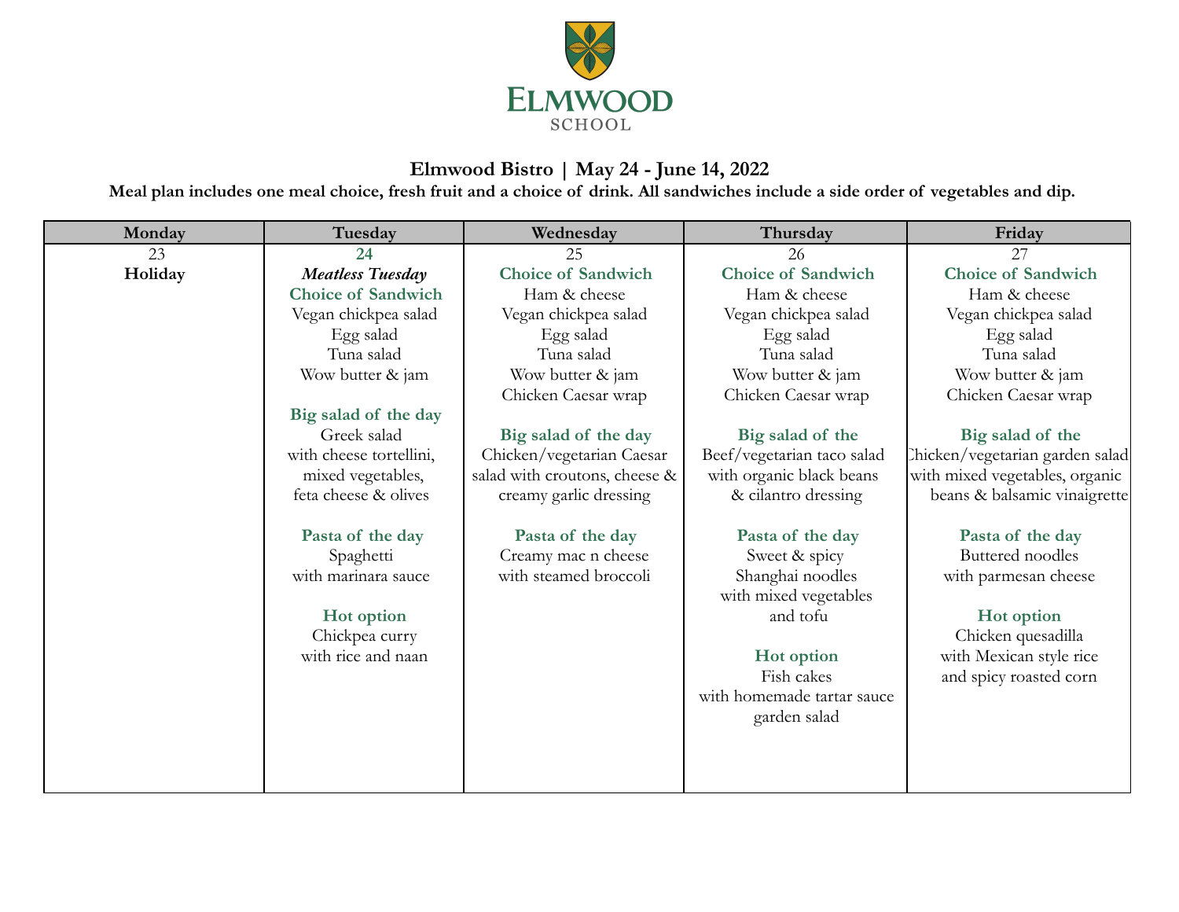# ELMWOOD SCHOOL

## Elmwood Bistro | May 24 - June 14, 2022

**Meal plan includes one meal choice, fresh fruit and a choice of drink. All sandwiches include a side order of vegetables and dip.**

| Monday | Tuesday | Wednesday | Thursday | Friday |
|---|---|---|---|---|
| 23<br>**Holiday** | 24<br>***Meatless Tuesday***<br>**Choice of Sandwich**<br>Vegan chickpea salad<br>Egg salad<br>Tuna salad<br>Wow butter & jam<br><br>**Big salad of the day**<br>Greek salad<br>with cheese tortellini,<br>mixed vegetables,<br>feta cheese & olives<br><br>**Pasta of the day**<br>Spaghetti<br>with marinara sauce<br><br>**Hot option**<br>Chickpea curry<br>with rice and naan | 25<br>**Choice of Sandwich**<br>Ham & cheese<br>Vegan chickpea salad<br>Egg salad<br>Tuna salad<br>Wow butter & jam<br>Chicken Caesar wrap<br><br>**Big salad of the day**<br>Chicken/vegetarian Caesar salad with croutons, cheese & creamy garlic dressing<br><br>**Pasta of the day**<br>Creamy mac n cheese<br>with steamed broccoli | 26<br>**Choice of Sandwich**<br>Ham & cheese<br>Vegan chickpea salad<br>Egg salad<br>Tuna salad<br>Wow butter & jam<br>Chicken Caesar wrap<br><br>**Big salad of the**<br>Beef/vegetarian taco salad<br>with organic black beans<br>& cilantro dressing<br><br>**Pasta of the day**<br>Sweet & spicy<br>Shanghai noodles<br>with mixed vegetables<br>and tofu<br><br>**Hot option**<br>Fish cakes<br>with homemade tartar sauce<br>garden salad | 27<br>**Choice of Sandwich**<br>Ham & cheese<br>Vegan chickpea salad<br>Egg salad<br>Tuna salad<br>Wow butter & jam<br>Chicken Caesar wrap<br><br>**Big salad of the**<br>Chicken/vegetarian garden salad<br>with mixed vegetables, organic<br>beans & balsamic vinaigrette<br><br>**Pasta of the day**<br>Buttered noodles<br>with parmesan cheese<br><br>**Hot option**<br>Chicken quesadilla<br>with Mexican style rice<br>and spicy roasted corn |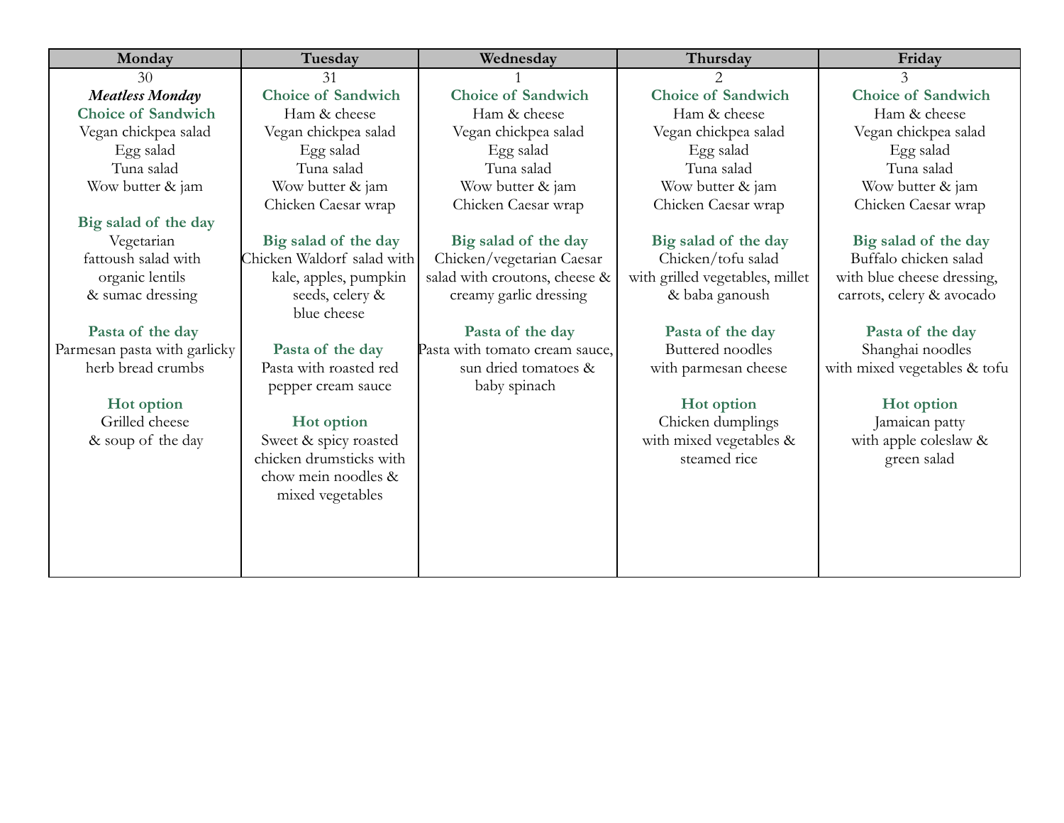| Monday | Tuesday | Wednesday | Thursday | Friday |
|---|---|---|---|---|
| 30<br>***Meatless Monday***<br>**Choice of Sandwich**<br>Vegan chickpea salad<br>Egg salad<br>Tuna salad<br>Wow butter & jam<br><br>**Big salad of the day**<br>Vegetarian fattoush salad with organic lentils & sumac dressing<br><br>**Pasta of the day**<br>Parmesan pasta with garlicky herb bread crumbs<br><br>**Hot option**<br>Grilled cheese & soup of the day | 31<br>**Choice of Sandwich**<br>Ham & cheese<br>Vegan chickpea salad<br>Egg salad<br>Tuna salad<br>Wow butter & jam<br>Chicken Caesar wrap<br><br>**Big salad of the day**<br>Chicken Waldorf salad with kale, apples, pumpkin seeds, celery & blue cheese<br><br>**Pasta of the day**<br>Pasta with roasted red pepper cream sauce<br><br>**Hot option**<br>Sweet & spicy roasted chicken drumsticks with chow mein noodles & mixed vegetables | 1<br>**Choice of Sandwich**<br>Ham & cheese<br>Vegan chickpea salad<br>Egg salad<br>Tuna salad<br>Wow butter & jam<br>Chicken Caesar wrap<br><br>**Big salad of the day**<br>Chicken/vegetarian Caesar salad with croutons, cheese & creamy garlic dressing<br><br>**Pasta of the day**<br>Pasta with tomato cream sauce, sun dried tomatoes & baby spinach | 2<br>**Choice of Sandwich**<br>Ham & cheese<br>Vegan chickpea salad<br>Egg salad<br>Tuna salad<br>Wow butter & jam<br>Chicken Caesar wrap<br><br>**Big salad of the day**<br>Chicken/tofu salad with grilled vegetables, millet & baba ganoush<br><br>**Pasta of the day**<br>Buttered noodles with parmesan cheese<br><br>**Hot option**<br>Chicken dumplings with mixed vegetables & steamed rice | 3<br>**Choice of Sandwich**<br>Ham & cheese<br>Vegan chickpea salad<br>Egg salad<br>Tuna salad<br>Wow butter & jam<br>Chicken Caesar wrap<br><br>**Big salad of the day**<br>Buffalo chicken salad with blue cheese dressing, carrots, celery & avocado<br><br>**Pasta of the day**<br>Shanghai noodles with mixed vegetables & tofu<br><br>**Hot option**<br>Jamaican patty with apple coleslaw & green salad |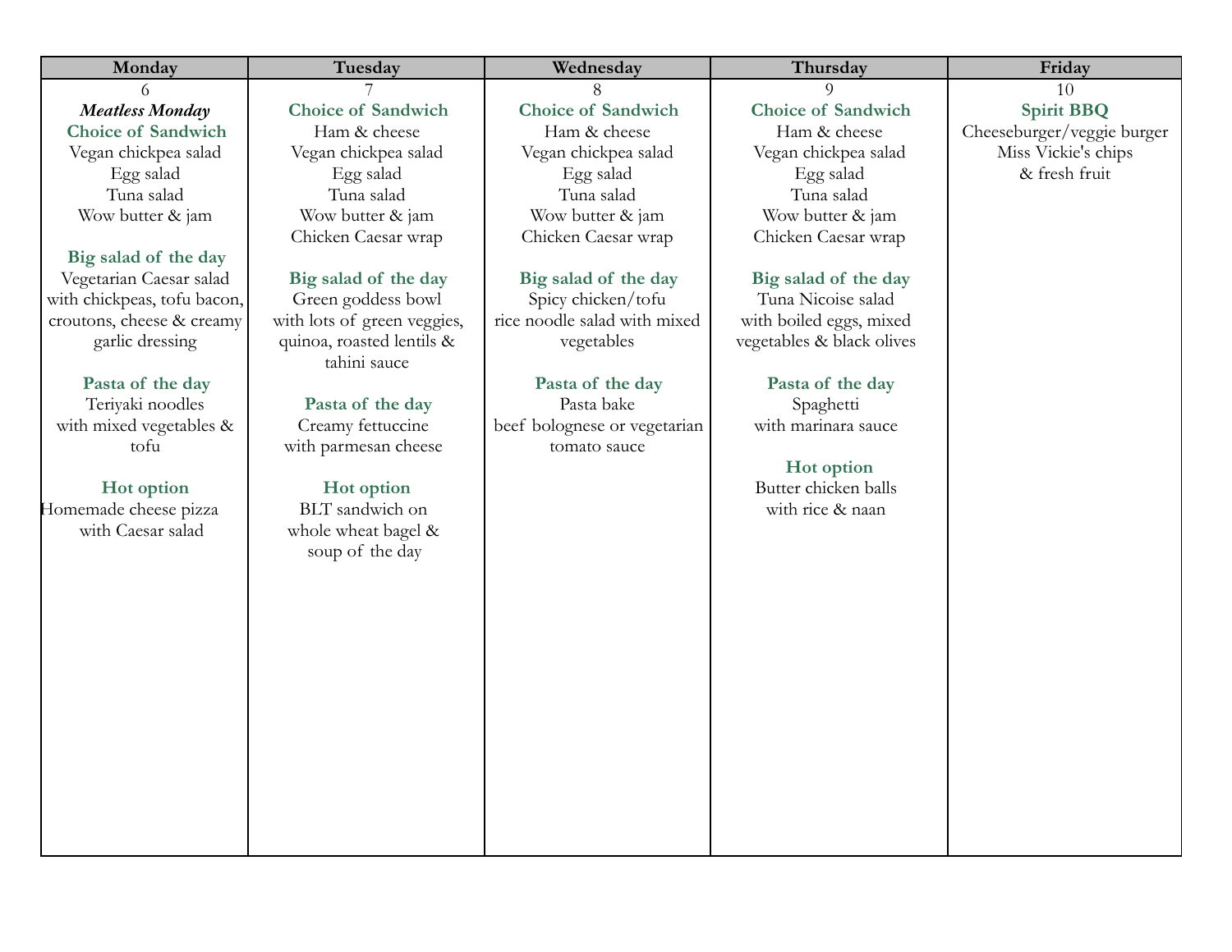| Monday | Tuesday | Wednesday | Thursday | Friday |
|---|---|---|---|---|
| 6<br>***Meatless Monday***<br>**Choice of Sandwich**<br>Vegan chickpea salad<br>Egg salad<br>Tuna salad<br>Wow butter & jam<br><br>**Big salad of the day**<br>Vegetarian Caesar salad with chickpeas, tofu bacon, croutons, cheese & creamy garlic dressing<br><br>**Pasta of the day**<br>Teriyaki noodles with mixed vegetables & tofu<br><br>**Hot option**<br>Homemade cheese pizza with Caesar salad | 7<br>**Choice of Sandwich**<br>Ham & cheese<br>Vegan chickpea salad<br>Egg salad<br>Tuna salad<br>Wow butter & jam<br>Chicken Caesar wrap<br><br>**Big salad of the day**<br>Green goddess bowl with lots of green veggies, quinoa, roasted lentils & tahini sauce<br><br>**Pasta of the day**<br>Creamy fettuccine with parmesan cheese<br><br>**Hot option**<br>BLT sandwich on whole wheat bagel & soup of the day | 8<br>**Choice of Sandwich**<br>Ham & cheese<br>Vegan chickpea salad<br>Egg salad<br>Tuna salad<br>Wow butter & jam<br>Chicken Caesar wrap<br><br>**Big salad of the day**<br>Spicy chicken/tofu rice noodle salad with mixed vegetables<br><br>**Pasta of the day**<br>Pasta bake beef bolognese or vegetarian tomato sauce | 9<br>**Choice of Sandwich**<br>Ham & cheese<br>Vegan chickpea salad<br>Egg salad<br>Tuna salad<br>Wow butter & jam<br>Chicken Caesar wrap<br><br>**Big salad of the day**<br>Tuna Nicoise salad with boiled eggs, mixed vegetables & black olives<br><br>**Pasta of the day**<br>Spaghetti with marinara sauce<br><br>**Hot option**<br>Butter chicken balls with rice & naan | 10<br>**Spirit BBQ**<br>Cheeseburger/veggie burger<br>Miss Vickie's chips & fresh fruit |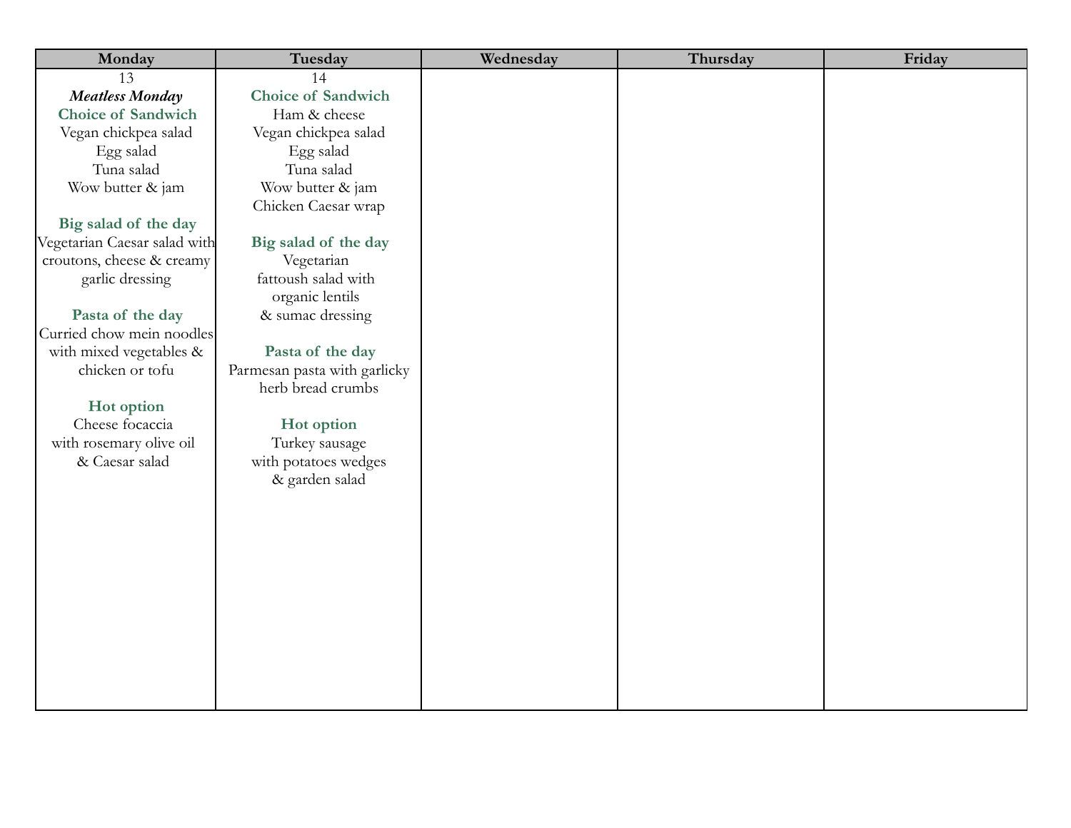| Monday | Tuesday | Wednesday | Thursday | Friday |
|---|---|---|---|---|
| 13<br>***Meatless Monday***<br>**Choice of Sandwich**<br>Vegan chickpea salad<br>Egg salad<br>Tuna salad<br>Wow butter & jam<br><br>**Big salad of the day**<br>Vegetarian Caesar salad with croutons, cheese & creamy garlic dressing<br><br>**Pasta of the day**<br>Curried chow mein noodles with mixed vegetables & chicken or tofu<br><br>**Hot option**<br>Cheese focaccia with rosemary olive oil & Caesar salad | 14<br>**Choice of Sandwich**<br>Ham & cheese<br>Vegan chickpea salad<br>Egg salad<br>Tuna salad<br>Wow butter & jam<br>Chicken Caesar wrap<br><br>**Big salad of the day**<br>Vegetarian fattoush salad with organic lentils & sumac dressing<br><br>**Pasta of the day**<br>Parmesan pasta with garlicky herb bread crumbs<br><br>**Hot option**<br>Turkey sausage with potatoes wedges & garden salad | | | |